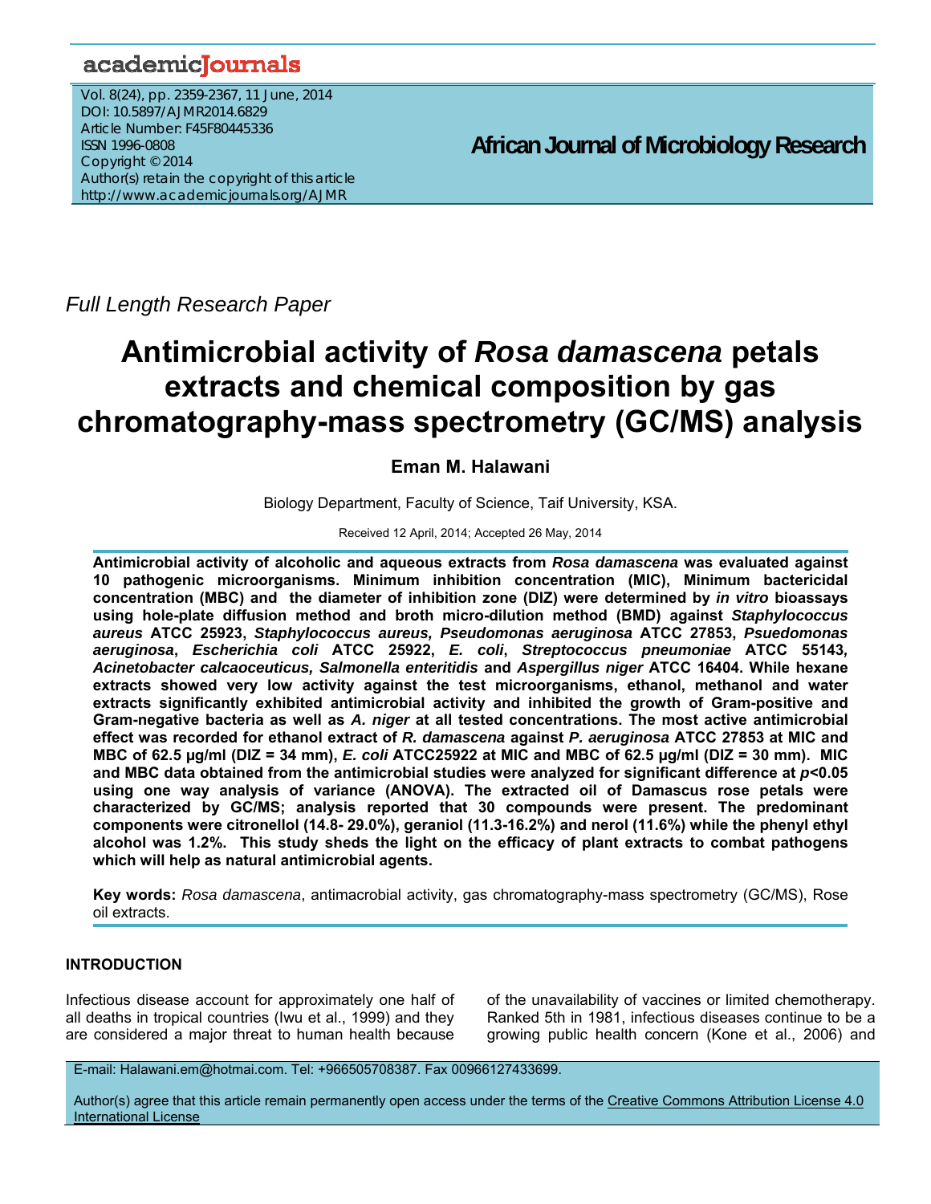Full Length Research Paper

# Antimicrobial activity of *Rosa damascena* petals extracts and chemical composition by gas chromatography-mass spectrometry (GC/MS) analysis

**Eman M. Halawani**

Biology Department, Faculty of Science, Taif University, KSA.

Received 12 April, 2014; Accepted 26 May, 2014

**Antimicrobial activity of alcoholic and aqueous extracts from *Rosa damascena* was evaluated against 10 pathogenic microorganisms. Minimum inhibition concentration (MIC), Minimum bactericidal concentration (MBC) and the diameter of inhibition zone (DIZ) were determined by *in vitro* bioassays using hole-plate diffusion method and broth micro-dilution method (BMD) against *Staphylococcus aureus* ATCC 25923, *Staphylococcus aureus, Pseudomonas aeruginosa* ATCC 27853, *Psuedomonas aeruginosa*, *Escherichia coli* ATCC 25922, *E. coli*, *Streptococcus pneumoniae* ATCC 55143, *Acinetobacter calcaoceuticus, Salmonella enteritidis* and *Aspergillus niger* ATCC 16404. While hexane extracts showed very low activity against the test microorganisms, ethanol, methanol and water extracts significantly exhibited antimicrobial activity and inhibited the growth of Gram-positive and Gram-negative bacteria as well as *A. niger* at all tested concentrations. The most active antimicrobial effect was recorded for ethanol extract of *R. damascena* against *P. aeruginosa* ATCC 27853 at MIC and MBC of 62.5 µg/ml (DIZ = 34 mm), *E. coli* ATCC25922 at MIC and MBC of 62.5 µg/ml (DIZ = 30 mm). MIC and MBC data obtained from the antimicrobial studies were analyzed for significant difference at $p<0.05$ using one way analysis of variance (ANOVA). The extracted oil of Damascus rose petals were characterized by GC/MS; analysis reported that 30 compounds were present. The predominant components were citronellol (14.8- 29.0%), geraniol (11.3-16.2%) and nerol (11.6%) while the phenyl ethyl alcohol was 1.2%. This study sheds the light on the efficacy of plant extracts to combat pathogens which will help as natural antimicrobial agents.**

**Key words:** *Rosa damascena*, antimacrobial activity, gas chromatography-mass spectrometry (GC/MS), Rose oil extracts.

## INTRODUCTION

Infectious disease account for approximately one half of all deaths in tropical countries (Iwu et al., 1999) and they are considered a major threat to human health because of the unavailability of vaccines or limited chemotherapy. Ranked 5th in 1981, infectious diseases continue to be a growing public health concern (Kone et al., 2006) and

E-mail: Halawani.em@hotmai.com. Tel: +966505708387. Fax 00966127433699.

Author(s) agree that this article remain permanently open access under the terms of the Creative Commons Attribution License 4.0 International License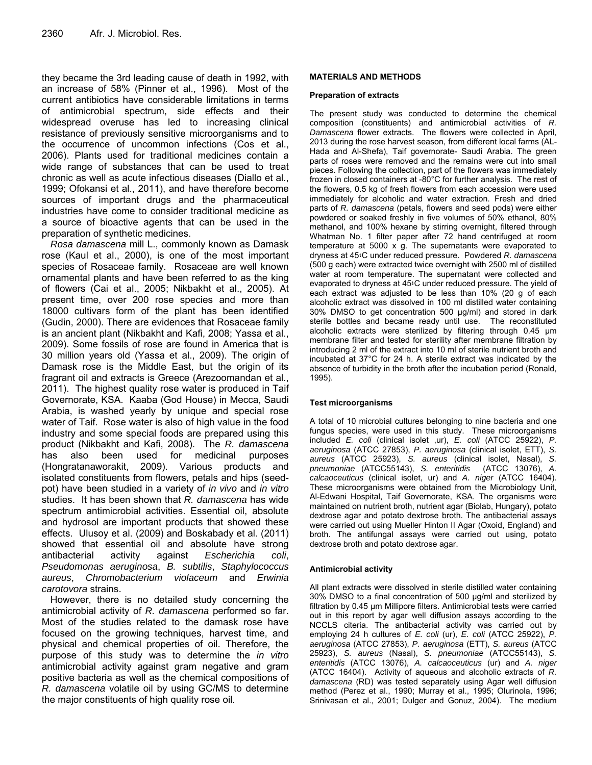they became the 3rd leading cause of death in 1992, with an increase of 58% (Pinner et al., 1996). Most of the current antibiotics have considerable limitations in terms of antimicrobial spectrum, side effects and their widespread overuse has led to increasing clinical resistance of previously sensitive microorganisms and to the occurrence of uncommon infections (Cos et al., 2006). Plants used for traditional medicines contain a wide range of substances that can be used to treat chronic as well as acute infectious diseases (Diallo et al., 1999; Ofokansi et al., 2011), and have therefore become sources of important drugs and the pharmaceutical industries have come to consider traditional medicine as a source of bioactive agents that can be used in the preparation of synthetic medicines.

*Rosa damascena* mill L., commonly known as Damask rose (Kaul et al., 2000), is one of the most important species of Rosaceae family. Rosaceae are well known ornamental plants and have been referred to as the king of flowers (Cai et al., 2005; Nikbakht et al., 2005). At present time, over 200 rose species and more than 18000 cultivars form of the plant has been identified (Gudin, 2000). There are evidences that Rosaceae family is an ancient plant (Nikbakht and Kafi, 2008; Yassa et al., 2009). Some fossils of rose are found in America that is 30 million years old (Yassa et al., 2009). The origin of Damask rose is the Middle East, but the origin of its fragrant oil and extracts is Greece (Arezoomandan et al., 2011). The highest quality rose water is produced in Taif Governorate, KSA. Kaaba (God House) in Mecca, Saudi Arabia, is washed yearly by unique and special rose water of Taif. Rose water is also of high value in the food industry and some special foods are prepared using this product (Nikbakht and Kafi, 2008). The *R. damascena* has also been used for medicinal purposes (Hongratanaworakit, 2009). Various products and isolated constituents from flowers, petals and hips (seed-pot) have been studied in a variety of *in vivo* and *in vitro* studies. It has been shown that *R. damascena* has wide spectrum antimicrobial activities. Essential oil, absolute and hydrosol are important products that showed these effects. Ulusoy et al. (2009) and Boskabady et al. (2011) showed that essential oil and absolute have strong antibacterial activity against *Escherichia coli*, *Pseudomonas aeruginosa*, *B. subtilis*, *Staphylococcus aureus*, *Chromobacterium violaceum* and *Erwinia carotovora* strains.

However, there is no detailed study concerning the antimicrobial activity of *R. damascena* performed so far. Most of the studies related to the damask rose have focused on the growing techniques, harvest time, and physical and chemical properties of oil. Therefore, the purpose of this study was to determine the *in vitro* antimicrobial activity against gram negative and gram positive bacteria as well as the chemical compositions of *R. damascena* volatile oil by using GC/MS to determine the major constituents of high quality rose oil.

## MATERIALS AND METHODS

### Preparation of extracts

The present study was conducted to determine the chemical composition (constituents) and antimicrobial activities of *R. Damascena* flower extracts. The flowers were collected in April, 2013 during the rose harvest season, from different local farms (AL-Hada and Al-Shefa), Taif governorate- Saudi Arabia. The green parts of roses were removed and the remains were cut into small pieces. Following the collection, part of the flowers was immediately frozen in closed containers at -80°C for further analysis. The rest of the flowers, 0.5 kg of fresh flowers from each accession were used immediately for alcoholic and water extraction. Fresh and dried parts of *R. damascena* (petals, flowers and seed pods) were either powdered or soaked freshly in five volumes of 50% ethanol, 80% methanol, and 100% hexane by stirring overnight, filtered through Whatman No. 1 filter paper after 72 hand centrifuged at room temperature at 5000 x g. The supernatants were evaporated to dryness at 45°C under reduced pressure. Powdered *R. damascena* (500 g each) were extracted twice overnight with 2500 ml of distilled water at room temperature. The supernatant were collected and evaporated to dryness at 45°C under reduced pressure. The yield of each extract was adjusted to be less than 10% (20 g of each alcoholic extract was dissolved in 100 ml distilled water containing 30% DMSO to get concentration 500 µg/ml) and stored in dark sterile bottles and became ready until use. The reconstituted alcoholic extracts were sterilized by filtering through 0.45 µm membrane filter and tested for sterility after membrane filtration by introducing 2 ml of the extract into 10 ml of sterile nutrient broth and incubated at 37°C for 24 h. A sterile extract was indicated by the absence of turbidity in the broth after the incubation period (Ronald, 1995).

### Test microorganisms

A total of 10 microbial cultures belonging to nine bacteria and one fungus species, were used in this study. These microorganisms included *E. coli* (clinical isolet ,ur), *E. coli* (ATCC 25922), *P. aeruginosa* (ATCC 27853), *P. aeruginosa* (clinical isolet, ETT), *S. aureus* (ATCC 25923), *S. aureus* (clinical isolet, Nasal), *S. pneumoniae* (ATCC55143), *S. enteritidis* (ATCC 13076), *A. calcaoceuticus* (clinical isolet, ur) and *A. niger* (ATCC 16404). These microorganisms were obtained from the Microbiology Unit, Al-Edwani Hospital, Taif Governorate, KSA. The organisms were maintained on nutrient broth, nutrient agar (Biolab, Hungary), potato dextrose agar and potato dextrose broth. The antibacterial assays were carried out using Mueller Hinton II Agar (Oxoid, England) and broth. The antifungal assays were carried out using, potato dextrose broth and potato dextrose agar.

### Antimicrobial activity

All plant extracts were dissolved in sterile distilled water containing 30% DMSO to a final concentration of 500 µg/ml and sterilized by filtration by 0.45 µm Millipore filters. Antimicrobial tests were carried out in this report by agar well diffusion assays according to the NCCLS citeria. The antibacterial activity was carried out by employing 24 h cultures of *E. coli* (ur), *E. coli* (ATCC 25922), *P. aeruginosa* (ATCC 27853), *P. aeruginosa* (ETT), *S. aureus* (ATCC 25923), *S. aureus* (Nasal), *S. pneumoniae* (ATCC55143), *S. enteritidis* (ATCC 13076), *A. calcaoceuticus* (ur) and *A. niger* (ATCC 16404). Activity of aqueous and alcoholic extracts of *R. damascena* (RD) was tested separately using Agar well diffusion method (Perez et al., 1990; Murray et al., 1995; Olurinola, 1996; Srinivasan et al., 2001; Dulger and Gonuz, 2004). The medium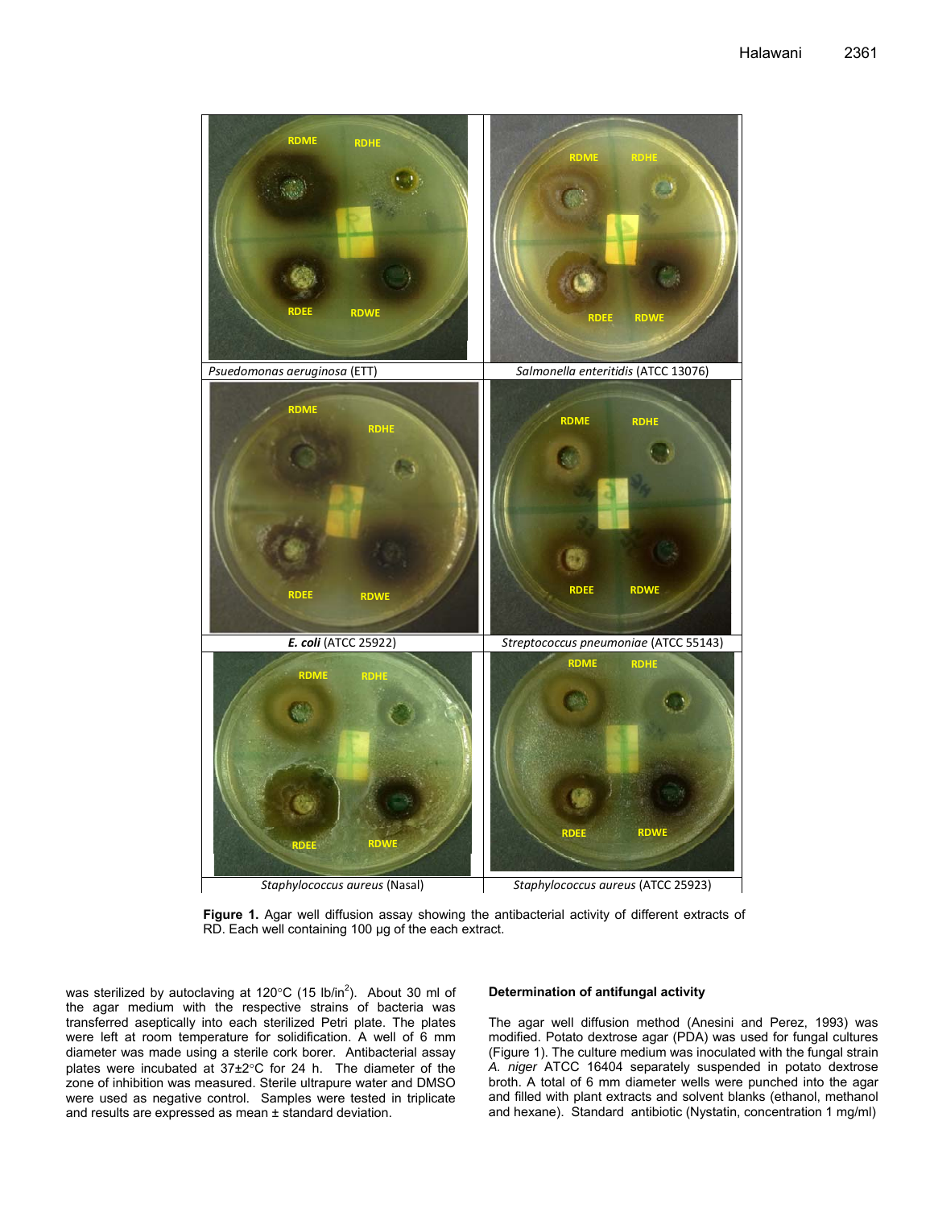Psuedomonas aeruginosa (ETT)

Salmonella enteritidis (ATCC 13076)

E. coli (ATCC 25922)

Streptococcus pneumoniae (ATCC 55143)

Staphylococcus aureus (Nasal)

Staphylococcus aureus (ATCC 25923)

**Figure 1.** Agar well diffusion assay showing the antibacterial activity of different extracts of RD. Each well containing 100 µg of the each extract.

was sterilized by autoclaving at 120°C (15 lb/in$^2$). About 30 ml of the agar medium with the respective strains of bacteria was transferred aseptically into each sterilized Petri plate. The plates were left at room temperature for solidification. A well of 6 mm diameter was made using a sterile cork borer. Antibacterial assay plates were incubated at 37±2°C for 24 h. The diameter of the zone of inhibition was measured. Sterile ultrapure water and DMSO were used as negative control. Samples were tested in triplicate and results are expressed as mean ± standard deviation.

### Determination of antifungal activity

The agar well diffusion method (Anesini and Perez, 1993) was modified. Potato dextrose agar (PDA) was used for fungal cultures (Figure 1). The culture medium was inoculated with the fungal strain *A. niger* ATCC 16404 separately suspended in potato dextrose broth. A total of 6 mm diameter wells were punched into the agar and filled with plant extracts and solvent blanks (ethanol, methanol and hexane). Standard antibiotic (Nystatin, concentration 1 mg/ml)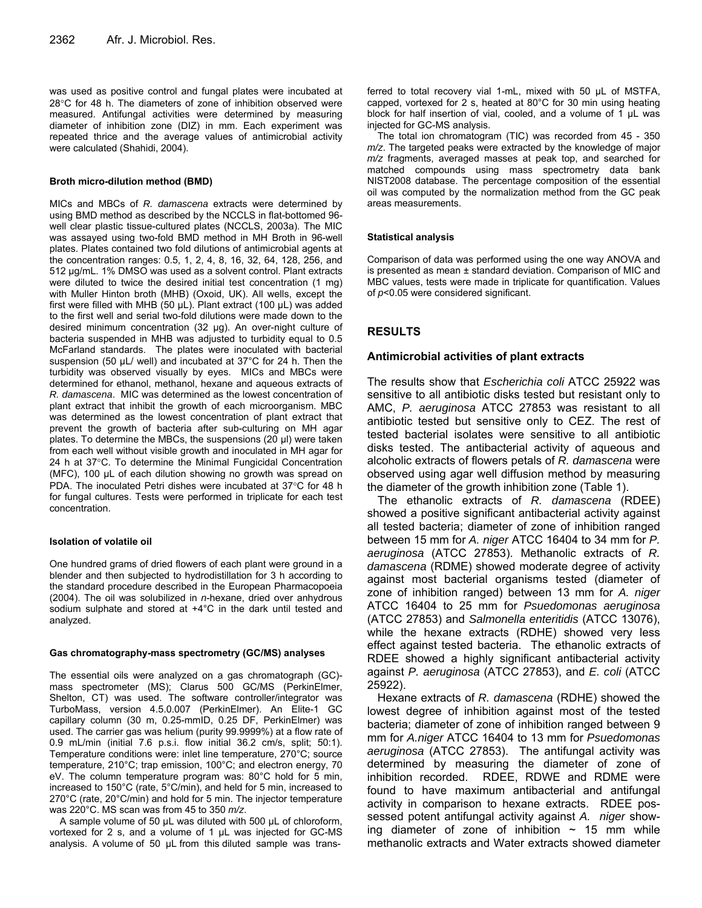was used as positive control and fungal plates were incubated at 28°C for 48 h. The diameters of zone of inhibition observed were measured. Antifungal activities were determined by measuring diameter of inhibition zone (DIZ) in mm. Each experiment was repeated thrice and the average values of antimicrobial activity were calculated (Shahidi, 2004).

#### Broth micro-dilution method (BMD)

MICs and MBCs of *R. damascena* extracts were determined by using BMD method as described by the NCCLS in flat-bottomed 96-well clear plastic tissue-cultured plates (NCCLS, 2003a). The MIC was assayed using two-fold BMD method in MH Broth in 96-well plates. Plates contained two fold dilutions of antimicrobial agents at the concentration ranges: 0.5, 1, 2, 4, 8, 16, 32, 64, 128, 256, and 512 µg/mL. 1% DMSO was used as a solvent control. Plant extracts were diluted to twice the desired initial test concentration (1 mg) with Muller Hinton broth (MHB) (Oxoid, UK). All wells, except the first were filled with MHB (50 µL). Plant extract (100 µL) was added to the first well and serial two-fold dilutions were made down to the desired minimum concentration (32 µg). An over-night culture of bacteria suspended in MHB was adjusted to turbidity equal to 0.5 McFarland standards. The plates were inoculated with bacterial suspension (50 µL/ well) and incubated at 37°C for 24 h. Then the turbidity was observed visually by eyes. MICs and MBCs were determined for ethanol, methanol, hexane and aqueous extracts of *R. damascena*. MIC was determined as the lowest concentration of plant extract that inhibit the growth of each microorganism. MBC was determined as the lowest concentration of plant extract that prevent the growth of bacteria after sub-culturing on MH agar plates. To determine the MBCs, the suspensions (20 µl) were taken from each well without visible growth and inoculated in MH agar for 24 h at 37°C. To determine the Minimal Fungicidal Concentration (MFC), 100 µL of each dilution showing no growth was spread on PDA. The inoculated Petri dishes were incubated at 37°C for 48 h for fungal cultures. Tests were performed in triplicate for each test concentration.

#### Isolation of volatile oil

One hundred grams of dried flowers of each plant were ground in a blender and then subjected to hydrodistillation for 3 h according to the standard procedure described in the European Pharmacopoeia (2004). The oil was solubilized in *n*-hexane, dried over anhydrous sodium sulphate and stored at +4°C in the dark until tested and analyzed.

#### Gas chromatography-mass spectrometry (GC/MS) analyses

The essential oils were analyzed on a gas chromatograph (GC)-mass spectrometer (MS); Clarus 500 GC/MS (PerkinElmer, Shelton, CT) was used. The software controller/integrator was TurboMass, version 4.5.0.007 (PerkinElmer). An Elite-1 GC capillary column (30 m, 0.25-mmID, 0.25 DF, PerkinElmer) was used. The carrier gas was helium (purity 99.9999%) at a flow rate of 0.9 mL/min (initial 7.6 p.s.i. flow initial 36.2 cm/s, split; 50:1). Temperature conditions were: inlet line temperature, 270°C; source temperature, 210°C; trap emission, 100°C; and electron energy, 70 eV. The column temperature program was: 80°C hold for 5 min, increased to 150°C (rate, 5°C/min), and held for 5 min, increased to 270°C (rate, 20°C/min) and hold for 5 min. The injector temperature was 220°C. MS scan was from 45 to 350 *m/z*.

A sample volume of 50 µL was diluted with 500 µL of chloroform, vortexed for 2 s, and a volume of 1 µL was injected for GC-MS analysis. A volume of 50 µL from this diluted sample was transferred to total recovery vial 1-mL, mixed with 50 µL of MSTFA, capped, vortexed for 2 s, heated at 80°C for 30 min using heating block for half insertion of vial, cooled, and a volume of 1 µL was injected for GC-MS analysis.

The total ion chromatogram (TIC) was recorded from 45 - 350 *m/z*. The targeted peaks were extracted by the knowledge of major *m/z* fragments, averaged masses at peak top, and searched for matched compounds using mass spectrometry data bank NIST2008 database. The percentage composition of the essential oil was computed by the normalization method from the GC peak areas measurements.

#### Statistical analysis

Comparison of data was performed using the one way ANOVA and is presented as mean ± standard deviation. Comparison of MIC and MBC values, tests were made in triplicate for quantification. Values of $p<0.05$ were considered significant.

## RESULTS

### Antimicrobial activities of plant extracts

The results show that *Escherichia coli* ATCC 25922 was sensitive to all antibiotic disks tested but resistant only to AMC, *P. aeruginosa* ATCC 27853 was resistant to all antibiotic tested but sensitive only to CEZ. The rest of tested bacterial isolates were sensitive to all antibiotic disks tested. The antibacterial activity of aqueous and alcoholic extracts of flowers petals of *R. damascena* were observed using agar well diffusion method by measuring the diameter of the growth inhibition zone (Table 1).

The ethanolic extracts of *R. damascena* (RDEE) showed a positive significant antibacterial activity against all tested bacteria; diameter of zone of inhibition ranged between 15 mm for *A. niger* ATCC 16404 to 34 mm for *P. aeruginosa* (ATCC 27853). Methanolic extracts of *R. damascena* (RDME) showed moderate degree of activity against most bacterial organisms tested (diameter of zone of inhibition ranged) between 13 mm for *A. niger* ATCC 16404 to 25 mm for *Psuedomonas aeruginosa* (ATCC 27853) and *Salmonella enteritidis* (ATCC 13076), while the hexane extracts (RDHE) showed very less effect against tested bacteria. The ethanolic extracts of RDEE showed a highly significant antibacterial activity against *P. aeruginosa* (ATCC 27853), and *E. coli* (ATCC 25922).

Hexane extracts of *R. damascena* (RDHE) showed the lowest degree of inhibition against most of the tested bacteria; diameter of zone of inhibition ranged between 9 mm for *A.niger* ATCC 16404 to 13 mm for *Psuedomonas aeruginosa* (ATCC 27853). The antifungal activity was determined by measuring the diameter of zone of inhibition recorded. RDEE, RDWE and RDME were found to have maximum antibacterial and antifungal activity in comparison to hexane extracts. RDEE possessed potent antifungal activity against *A. niger* showing diameter of zone of inhibition ~ 15 mm while methanolic extracts and Water extracts showed diameter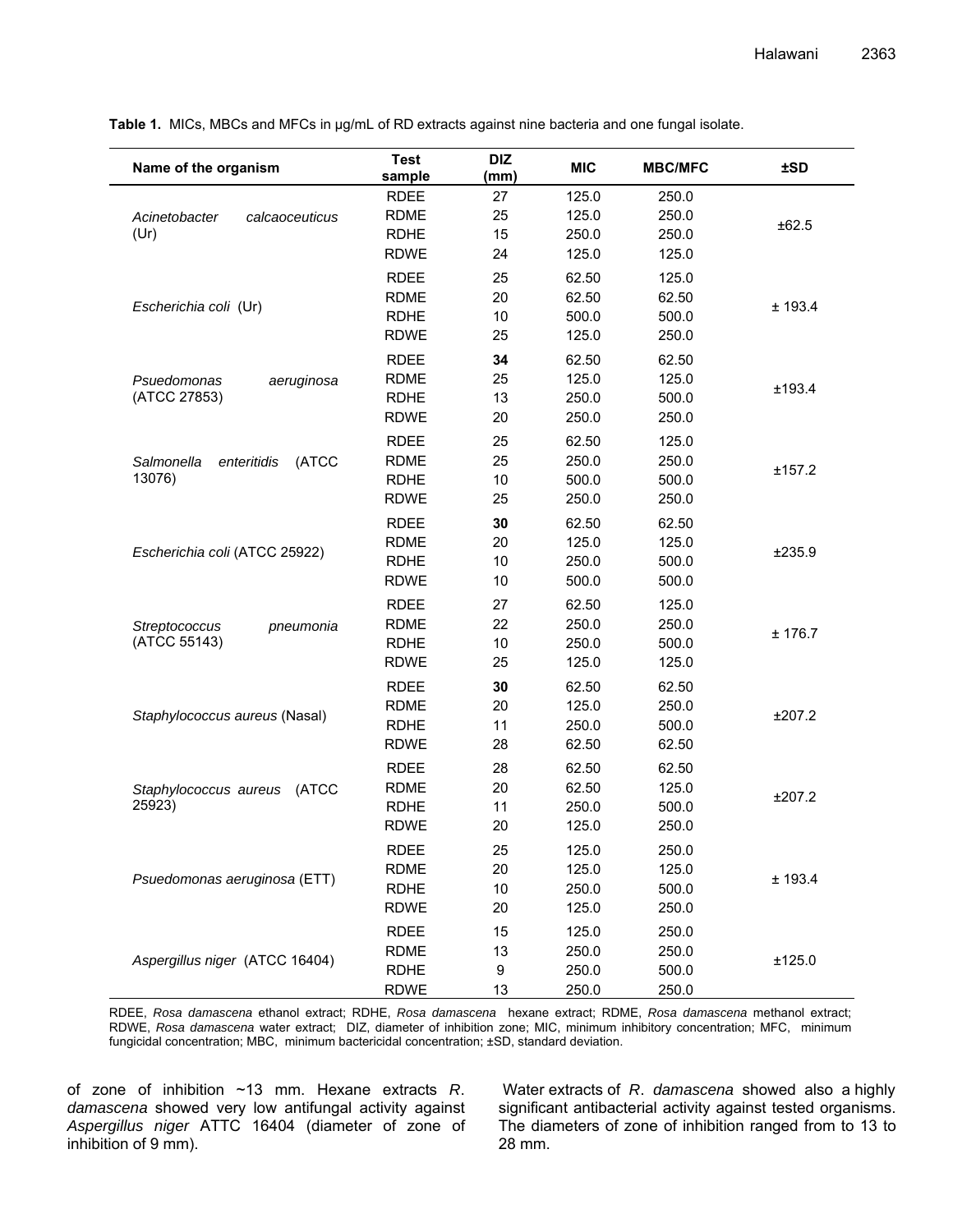**Table 1.** MICs, MBCs and MFCs in µg/mL of RD extracts against nine bacteria and one fungal isolate.

| Name of the organism | Test sample | DIZ (mm) | MIC | MBC/MFC | ±SD |
|---|---|---|---|---|---|
| *Acinetobacter calcaoceuticus* (Ur) | RDEE | 27 | 125.0 | 250.0 | ±62.5 |
| | RDME | 25 | 125.0 | 250.0 | |
| | RDHE | 15 | 250.0 | 250.0 | |
| | RDWE | 24 | 125.0 | 125.0 | |
| *Escherichia coli* (Ur) | RDEE | 25 | 62.50 | 125.0 | ± 193.4 |
| | RDME | 20 | 62.50 | 62.50 | |
| | RDHE | 10 | 500.0 | 500.0 | |
| | RDWE | 25 | 125.0 | 250.0 | |
| *Psuedomonas aeruginosa* (ATCC 27853) | RDEE | **34** | 62.50 | 62.50 | ±193.4 |
| | RDME | 25 | 125.0 | 125.0 | |
| | RDHE | 13 | 250.0 | 500.0 | |
| | RDWE | 20 | 250.0 | 250.0 | |
| *Salmonella enteritidis* (ATCC 13076) | RDEE | 25 | 62.50 | 125.0 | ±157.2 |
| | RDME | 25 | 250.0 | 250.0 | |
| | RDHE | 10 | 500.0 | 500.0 | |
| | RDWE | 25 | 250.0 | 250.0 | |
| *Escherichia coli* (ATCC 25922) | RDEE | **30** | 62.50 | 62.50 | ±235.9 |
| | RDME | 20 | 125.0 | 125.0 | |
| | RDHE | 10 | 250.0 | 500.0 | |
| | RDWE | 10 | 500.0 | 500.0 | |
| *Streptococcus pneumonia* (ATCC 55143) | RDEE | 27 | 62.50 | 125.0 | ± 176.7 |
| | RDME | 22 | 250.0 | 250.0 | |
| | RDHE | 10 | 250.0 | 500.0 | |
| | RDWE | 25 | 125.0 | 125.0 | |
| *Staphylococcus aureus* (Nasal) | RDEE | **30** | 62.50 | 62.50 | ±207.2 |
| | RDME | 20 | 125.0 | 250.0 | |
| | RDHE | 11 | 250.0 | 500.0 | |
| | RDWE | 28 | 62.50 | 62.50 | |
| *Staphylococcus aureus* (ATCC 25923) | RDEE | 28 | 62.50 | 62.50 | ±207.2 |
| | RDME | 20 | 62.50 | 125.0 | |
| | RDHE | 11 | 250.0 | 500.0 | |
| | RDWE | 20 | 125.0 | 250.0 | |
| *Psuedomonas aeruginosa* (ETT) | RDEE | 25 | 125.0 | 250.0 | ± 193.4 |
| | RDME | 20 | 125.0 | 125.0 | |
| | RDHE | 10 | 250.0 | 500.0 | |
| | RDWE | 20 | 125.0 | 250.0 | |
| *Aspergillus niger* (ATCC 16404) | RDEE | 15 | 125.0 | 250.0 | ±125.0 |
| | RDME | 13 | 250.0 | 250.0 | |
| | RDHE | 9 | 250.0 | 500.0 | |
| | RDWE | 13 | 250.0 | 250.0 | |

RDEE, *Rosa damascena* ethanol extract; RDHE, *Rosa damascena* hexane extract; RDME, *Rosa damascena* methanol extract; RDWE, *Rosa damascena* water extract; DIZ, diameter of inhibition zone; MIC, minimum inhibitory concentration; MFC, minimum fungicidal concentration; MBC, minimum bactericidal concentration; ±SD, standard deviation.

of zone of inhibition ~13 mm. Hexane extracts *R. damascena* showed very low antifungal activity against *Aspergillus niger* ATTC 16404 (diameter of zone of inhibition of 9 mm).

Water extracts of *R. damascena* showed also a highly significant antibacterial activity against tested organisms. The diameters of zone of inhibition ranged from to 13 to 28 mm.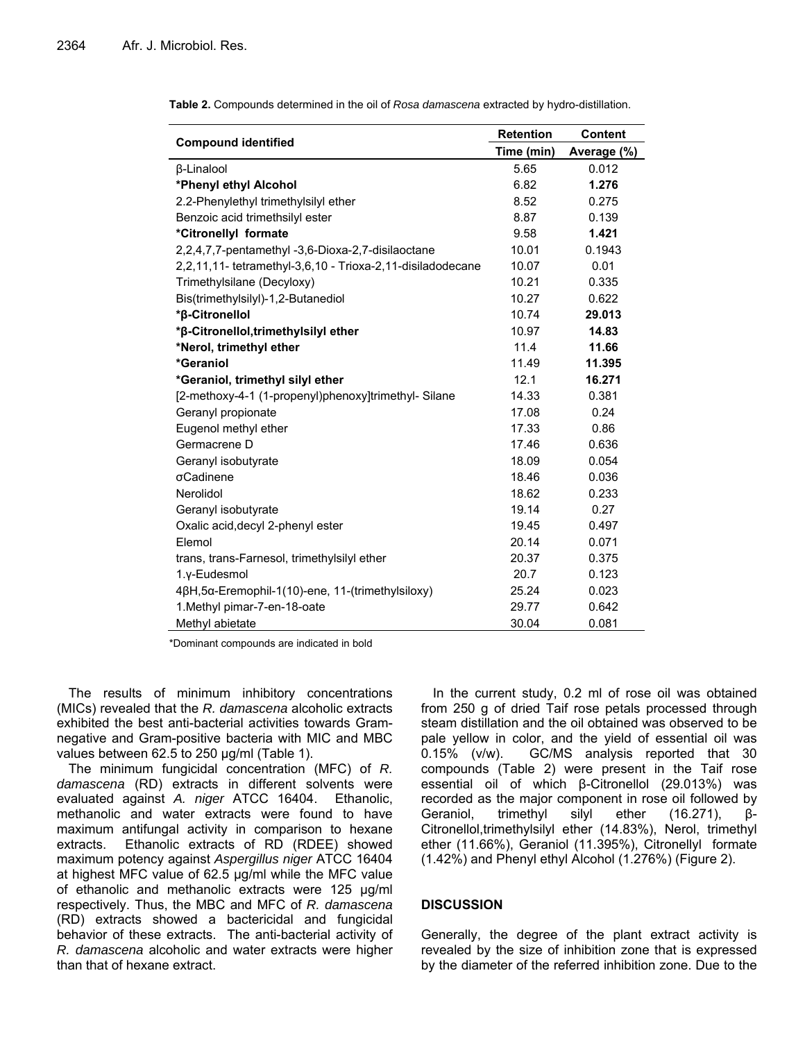**Table 2.** Compounds determined in the oil of *Rosa damascena* extracted by hydro-distillation.

| Compound identified | Retention Time (min) | Content Average (%) |
|---|---|---|
| β-Linalool | 5.65 | 0.012 |
| **\*Phenyl ethyl Alcohol** | 6.82 | **1.276** |
| 2.2-Phenylethyl trimethylsilyl ether | 8.52 | 0.275 |
| Benzoic acid trimethsilyl ester | 8.87 | 0.139 |
| **\*Citronellyl formate** | 9.58 | **1.421** |
| 2,2,4,7,7-pentamethyl -3,6-Dioxa-2,7-disilaoctane | 10.01 | 0.1943 |
| 2,2,11,11- tetramethyl-3,6,10 - Trioxa-2,11-disiladodecane | 10.07 | 0.01 |
| Trimethylsilane (Decyloxy) | 10.21 | 0.335 |
| Bis(trimethylsilyl)-1,2-Butanediol | 10.27 | 0.622 |
| **\*β-Citronellol** | 10.74 | **29.013** |
| **\*β-Citronellol,trimethylsilyl ether** | 10.97 | **14.83** |
| **\*Nerol, trimethyl ether** | 11.4 | **11.66** |
| **\*Geraniol** | 11.49 | **11.395** |
| **\*Geraniol, trimethyl silyl ether** | 12.1 | **16.271** |
| [2-methoxy-4-1 (1-propenyl)phenoxy]trimethyl- Silane | 14.33 | 0.381 |
| Geranyl propionate | 17.08 | 0.24 |
| Eugenol methyl ether | 17.33 | 0.86 |
| Germacrene D | 17.46 | 0.636 |
| Geranyl isobutyrate | 18.09 | 0.054 |
| σCadinene | 18.46 | 0.036 |
| Nerolidol | 18.62 | 0.233 |
| Geranyl isobutyrate | 19.14 | 0.27 |
| Oxalic acid,decyl 2-phenyl ester | 19.45 | 0.497 |
| Elemol | 20.14 | 0.071 |
| trans, trans-Farnesol, trimethylsilyl ether | 20.37 | 0.375 |
| 1.γ-Eudesmol | 20.7 | 0.123 |
| 4βH,5α-Eremophil-1(10)-ene, 11-(trimethylsiloxy) | 25.24 | 0.023 |
| 1.Methyl pimar-7-en-18-oate | 29.77 | 0.642 |
| Methyl abietate | 30.04 | 0.081 |

*Dominant compounds are indicated in bold

The results of minimum inhibitory concentrations (MICs) revealed that the *R. damascena* alcoholic extracts exhibited the best anti-bacterial activities towards Gram-negative and Gram-positive bacteria with MIC and MBC values between 62.5 to 250 µg/ml (Table 1).

The minimum fungicidal concentration (MFC) of *R. damascena* (RD) extracts in different solvents were evaluated against *A. niger* ATCC 16404. Ethanolic, methanolic and water extracts were found to have maximum antifungal activity in comparison to hexane extracts. Ethanolic extracts of RD (RDEE) showed maximum potency against *Aspergillus niger* ATCC 16404 at highest MFC value of 62.5 µg/ml while the MFC value of ethanolic and methanolic extracts were 125 µg/ml respectively. Thus, the MBC and MFC of *R. damascena* (RD) extracts showed a bactericidal and fungicidal behavior of these extracts. The anti-bacterial activity of *R. damascena* alcoholic and water extracts were higher than that of hexane extract.

In the current study, 0.2 ml of rose oil was obtained from 250 g of dried Taif rose petals processed through steam distillation and the oil obtained was observed to be pale yellow in color, and the yield of essential oil was 0.15% (v/w). GC/MS analysis reported that 30 compounds (Table 2) were present in the Taif rose essential oil of which β-Citronellol (29.013%) was recorded as the major component in rose oil followed by Geraniol, trimethyl silyl ether (16.271), β-Citronellol,trimethylsilyl ether (14.83%), Nerol, trimethyl ether (11.66%), Geraniol (11.395%), Citronellyl formate (1.42%) and Phenyl ethyl Alcohol (1.276%) (Figure 2).

## DISCUSSION

Generally, the degree of the plant extract activity is revealed by the size of inhibition zone that is expressed by the diameter of the referred inhibition zone. Due to the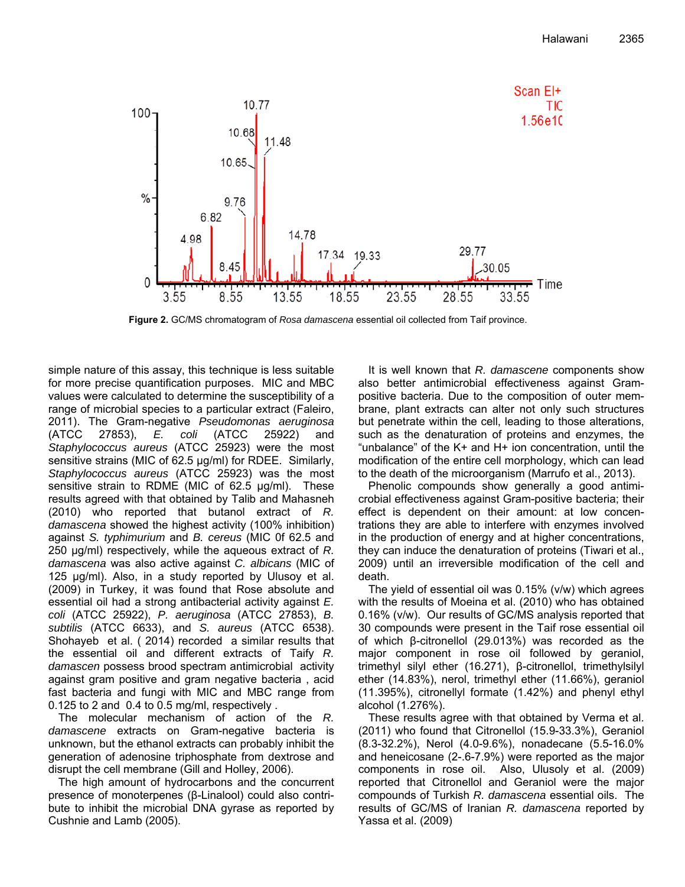Scan EI+
TIC
1.56e10

100
%
0

10.77
10.68
11.48
10.65
9.76
6.82
4.98
14.78
8.45
17.34
19.33
29.77
30.05

Time
3.55
8.55
13.55
18.55
23.55
28.55
33.55

**Figure 2.** GC/MS chromatogram of *Rosa damascena* essential oil collected from Taif province.

simple nature of this assay, this technique is less suitable for more precise quantification purposes. MIC and MBC values were calculated to determine the susceptibility of a range of microbial species to a particular extract (Faleiro, 2011). The Gram-negative *Pseudomonas aeruginosa* (ATCC 27853), *E. coli* (ATCC 25922) and *Staphylococcus aureus* (ATCC 25923) were the most sensitive strains (MIC of 62.5 µg/ml) for RDEE. Similarly, *Staphylococcus aureus* (ATCC 25923) was the most sensitive strain to RDME (MIC of 62.5 µg/ml). These results agreed with that obtained by Talib and Mahasneh (2010) who reported that butanol extract of *R. damascena* showed the highest activity (100% inhibition) against *S. typhimurium* and *B. cereus* (MIC 0f 62.5 and 250 µg/ml) respectively, while the aqueous extract of *R. damascena* was also active against *C. albicans* (MIC of 125 µg/ml). Also, in a study reported by Ulusoy et al. (2009) in Turkey, it was found that Rose absolute and essential oil had a strong antibacterial activity against *E. coli* (ATCC 25922), *P. aeruginosa* (ATCC 27853), *B. subtilis* (ATCC 6633), and *S. aureus* (ATCC 6538). Shohayeb et al. ( 2014) recorded a similar results that the essential oil and different extracts of Taify *R. damascen* possess brood spectram antimicrobial activity against gram positive and gram negative bacteria , acid fast bacteria and fungi with MIC and MBC range from 0.125 to 2 and 0.4 to 0.5 mg/ml, respectively .

The molecular mechanism of action of the *R. damascene* extracts on Gram-negative bacteria is unknown, but the ethanol extracts can probably inhibit the generation of adenosine triphosphate from dextrose and disrupt the cell membrane (Gill and Holley, 2006).

The high amount of hydrocarbons and the concurrent presence of monoterpenes (β-Linalool) could also contribute to inhibit the microbial DNA gyrase as reported by Cushnie and Lamb (2005).

It is well known that *R. damascene* components show also better antimicrobial effectiveness against Gram-positive bacteria. Due to the composition of outer membrane, plant extracts can alter not only such structures but penetrate within the cell, leading to those alterations, such as the denaturation of proteins and enzymes, the "unbalance" of the K+ and H+ ion concentration, until the modification of the entire cell morphology, which can lead to the death of the microorganism (Marrufo et al., 2013).

Phenolic compounds show generally a good antimicrobial effectiveness against Gram-positive bacteria; their effect is dependent on their amount: at low concentrations they are able to interfere with enzymes involved in the production of energy and at higher concentrations, they can induce the denaturation of proteins (Tiwari et al., 2009) until an irreversible modification of the cell and death.

The yield of essential oil was 0.15% (v/w) which agrees with the results of Moeina et al. (2010) who has obtained 0.16% (v/w). Our results of GC/MS analysis reported that 30 compounds were present in the Taif rose essential oil of which β-citronellol (29.013%) was recorded as the major component in rose oil followed by geraniol, trimethyl silyl ether (16.271), β-citronellol, trimethylsilyl ether (14.83%), nerol, trimethyl ether (11.66%), geraniol (11.395%), citronellyl formate (1.42%) and phenyl ethyl alcohol (1.276%).

These results agree with that obtained by Verma et al. (2011) who found that Citronellol (15.9-33.3%), Geraniol (8.3-32.2%), Nerol (4.0-9.6%), nonadecane (5.5-16.0% and heneicosane (2-.6-7.9%) were reported as the major components in rose oil. Also, Ulusoly et al. (2009) reported that Citronellol and Geraniol were the major compounds of Turkish *R. damascena* essential oils. The results of GC/MS of Iranian *R. damascena* reported by Yassa et al. (2009)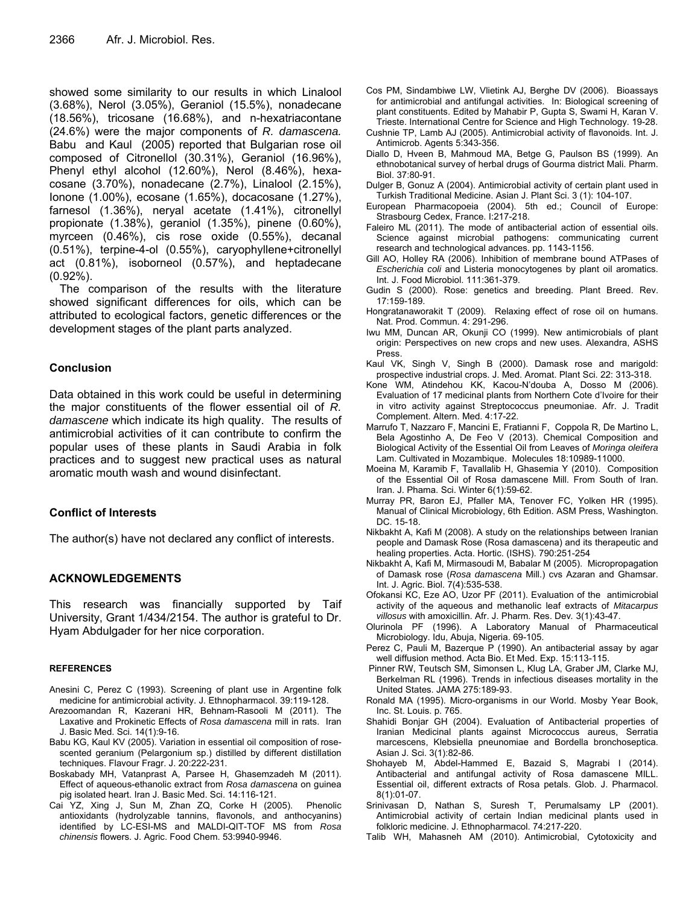showed some similarity to our results in which Linalool (3.68%), Nerol (3.05%), Geraniol (15.5%), nonadecane (18.56%), tricosane (16.68%), and n-hexatriacontane (24.6%) were the major components of *R. damascena.* Babu and Kaul (2005) reported that Bulgarian rose oil composed of Citronellol (30.31%), Geraniol (16.96%), Phenyl ethyl alcohol (12.60%), Nerol (8.46%), hexa-cosane (3.70%), nonadecane (2.7%), Linalool (2.15%), Ionone (1.00%), ecosane (1.65%), docacosane (1.27%), farnesol (1.36%), neryal acetate (1.41%), citronellyl propionate (1.38%), geraniol (1.35%), pinene (0.60%), myrceen (0.46%), cis rose oxide (0.55%), decanal (0.51%), terpine-4-ol (0.55%), caryophyllene+citronellyl act (0.81%), isoborneol (0.57%), and heptadecane (0.92%).

The comparison of the results with the literature showed significant differences for oils, which can be attributed to ecological factors, genetic differences or the development stages of the plant parts analyzed.

## Conclusion

Data obtained in this work could be useful in determining the major constituents of the flower essential oil of *R. damascene* which indicate its high quality. The results of antimicrobial activities of it can contribute to confirm the popular uses of these plants in Saudi Arabia in folk practices and to suggest new practical uses as natural aromatic mouth wash and wound disinfectant.

## Conflict of Interests

The author(s) have not declared any conflict of interests.

## ACKNOWLEDGEMENTS

This research was financially supported by Taif University, Grant 1/434/2154. The author is grateful to Dr. Hyam Abdulgader for her nice corporation.

## REFERENCES

Anesini C, Perez C (1993). Screening of plant use in Argentine folk medicine for antimicrobial activity. J. Ethnopharmacol. 39:119-128.

Arezoomandan R, Kazerani HR, Behnam-Rasooli M (2011). The Laxative and Prokinetic Effects of *Rosa damascena* mill in rats. Iran J. Basic Med. Sci. 14(1):9-16.

Babu KG, Kaul KV (2005). Variation in essential oil composition of rose-scented geranium (Pelargonium sp.) distilled by different distillation techniques. Flavour Fragr. J. 20:222-231.

Boskabady MH, Vatanprast A, Parsee H, Ghasemzadeh M (2011). Effect of aqueous-ethanolic extract from *Rosa damascena* on guinea pig isolated heart. Iran J. Basic Med. Sci. 14:116-121.

Cai YZ, Xing J, Sun M, Zhan ZQ, Corke H (2005). Phenolic antioxidants (hydrolyzable tannins, flavonols, and anthocyanins) identified by LC-ESI-MS and MALDI-QIT-TOF MS from *Rosa chinensis* flowers. J. Agric. Food Chem. 53:9940-9946.

Cos PM, Sindambiwe LW, Vlietink AJ, Berghe DV (2006). Bioassays for antimicrobial and antifungal activities. In: Biological screening of plant constituents. Edited by Mahabir P, Gupta S, Swami H, Karan V. Trieste. International Centre for Science and High Technology. 19-28.

Cushnie TP, Lamb AJ (2005). Antimicrobial activity of flavonoids. Int. J. Antimicrob. Agents 5:343-356.

Diallo D, Hveen B, Mahmoud MA, Betge G, Paulson BS (1999). An ethnobotanical survey of herbal drugs of Gourma district Mali. Pharm. Biol. 37:80-91.

Dulger B, Gonuz A (2004). Antimicrobial activity of certain plant used in Turkish Traditional Medicine. Asian J. Plant Sci. 3 (1): 104-107.

European Pharmacopoeia (2004). 5th ed.; Council of Europe: Strasbourg Cedex, France. I:217-218.

Faleiro ML (2011). The mode of antibacterial action of essential oils. Science against microbial pathogens: communicating current research and technological advances. pp. 1143-1156.

Gill AO, Holley RA (2006). Inhibition of membrane bound ATPases of *Escherichia coli* and Listeria monocytogenes by plant oil aromatics. Int. J. Food Microbiol. 111:361-379.

Gudin S (2000). Rose: genetics and breeding. Plant Breed. Rev. 17:159-189.

Hongratanaworakit T (2009). Relaxing effect of rose oil on humans. Nat. Prod. Commun. 4: 291-296.

Iwu MM, Duncan AR, Okunji CO (1999). New antimicrobials of plant origin: Perspectives on new crops and new uses. Alexandra, ASHS Press.

Kaul VK, Singh V, Singh B (2000). Damask rose and marigold: prospective industrial crops. J. Med. Aromat. Plant Sci. 22: 313-318.

Kone WM, Atindehou KK, Kacou-N'douba A, Dosso M (2006). Evaluation of 17 medicinal plants from Northern Cote d'Ivoire for their in vitro activity against Streptococcus pneumoniae. Afr. J. Tradit Complement. Altern. Med. 4:17-22.

Marrufo T, Nazzaro F, Mancini E, Fratianni F, Coppola R, De Martino L, Bela Agostinho A, De Feo V (2013). Chemical Composition and Biological Activity of the Essential Oil from Leaves of *Moringa oleifera* Lam. Cultivated in Mozambique. Molecules 18:10989-11000.

Moeina M, Karamib F, Tavallalib H, Ghasemia Y (2010). Composition of the Essential Oil of Rosa damascene Mill. From South of Iran. Iran. J. Phama. Sci. Winter 6(1):59-62.

Murray PR, Baron EJ, Pfaller MA, Tenover FC, Yolken HR (1995). Manual of Clinical Microbiology, 6th Edition. ASM Press, Washington. DC. 15-18.

Nikbakht A, Kafi M (2008). A study on the relationships between Iranian people and Damask Rose (Rosa damascena) and its therapeutic and healing properties. Acta. Hortic. (ISHS). 790:251-254

Nikbakht A, Kafi M, Mirmasoudi M, Babalar M (2005). Micropropagation of Damask rose (*Rosa damascena* Mill.) cvs Azaran and Ghamsar. Int. J. Agric. Biol. 7(4):535-538.

Ofokansi KC, Eze AO, Uzor PF (2011). Evaluation of the antimicrobial activity of the aqueous and methanolic leaf extracts of *Mitacarpus villosus* with amoxicillin. Afr. J. Pharm. Res. Dev. 3(1):43-47.

Olurinola PF (1996). A Laboratory Manual of Pharmaceutical Microbiology. Idu, Abuja, Nigeria. 69-105.

Perez C, Pauli M, Bazerque P (1990). An antibacterial assay by agar well diffusion method. Acta Bio. Et Med. Exp. 15:113-115.

Pinner RW, Teutsch SM, Simonsen L, Klug LA, Graber JM, Clarke MJ, Berkelman RL (1996). Trends in infectious diseases mortality in the United States. JAMA 275:189-93.

Ronald MA (1995). Micro-organisms in our World. Mosby Year Book, Inc. St. Louis. p. 765.

Shahidi Bonjar GH (2004). Evaluation of Antibacterial properties of Iranian Medicinal plants against Micrococcus aureus, Serratia marcescens, Klebsiella pneunomiae and Bordella bronchoseptica. Asian J. Sci. 3(1):82-86.

Shohayeb M, Abdel-Hammed E, Bazaid S, Magrabi I (2014). Antibacterial and antifungal activity of Rosa damascene MILL. Essential oil, different extracts of Rosa petals. Glob. J. Pharmacol. 8(1):01-07.

Srinivasan D, Nathan S, Suresh T, Perumalsamy LP (2001). Antimicrobial activity of certain Indian medicinal plants used in folkloric medicine. J. Ethnopharmacol. 74:217-220.

Talib WH, Mahasneh AM (2010). Antimicrobial, Cytotoxicity and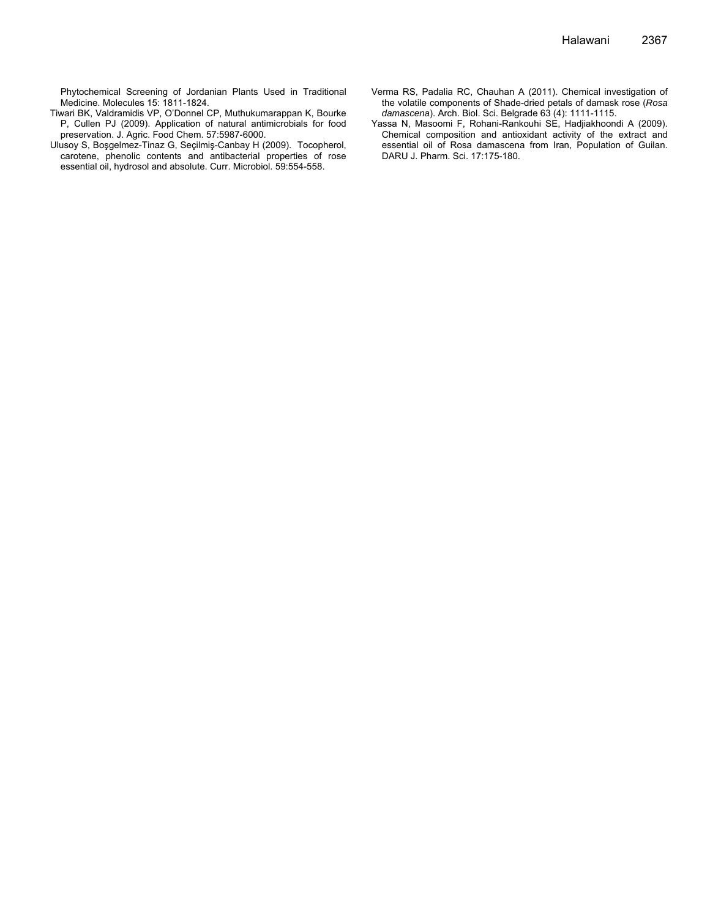Phytochemical Screening of Jordanian Plants Used in Traditional Medicine. Molecules 15: 1811-1824.

Tiwari BK, Valdramidis VP, O'Donnel CP, Muthukumarappan K, Bourke P, Cullen PJ (2009). Application of natural antimicrobials for food preservation. J. Agric. Food Chem. 57:5987-6000.

Ulusoy S, Boşgelmez-Tinaz G, Seçilmiş-Canbay H (2009). Tocopherol, carotene, phenolic contents and antibacterial properties of rose essential oil, hydrosol and absolute. Curr. Microbiol. 59:554-558.

Verma RS, Padalia RC, Chauhan A (2011). Chemical investigation of the volatile components of Shade-dried petals of damask rose (*Rosa damascena*). Arch. Biol. Sci. Belgrade 63 (4): 1111-1115.

Yassa N, Masoomi F, Rohani-Rankouhi SE, Hadjiakhoondi A (2009). Chemical composition and antioxidant activity of the extract and essential oil of Rosa damascena from Iran, Population of Guilan. DARU J. Pharm. Sci. 17:175-180.